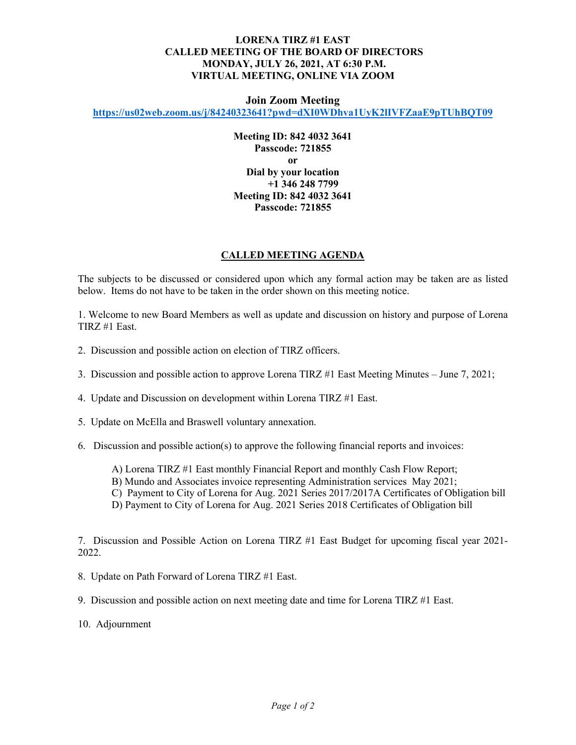**LORENA TIRZ #1 EAST**
**CALLED MEETING OF THE BOARD OF DIRECTORS**
**MONDAY, JULY 26, 2021, AT 6:30 P.M.**
**VIRTUAL MEETING, ONLINE VIA ZOOM**

**Join Zoom Meeting**
**https://us02web.zoom.us/j/84240323641?pwd=dXI0WDhva1UyK2lIVFZaaE9pTUhBQT09**

**Meeting ID: 842 4032 3641**
**Passcode: 721855**
**or**
**Dial by your location**
**+1 346 248 7799**
**Meeting ID: 842 4032 3641**
**Passcode: 721855**

## CALLED MEETING AGENDA

The subjects to be discussed or considered upon which any formal action may be taken are as listed below. Items do not have to be taken in the order shown on this meeting notice.

1. Welcome to new Board Members as well as update and discussion on history and purpose of Lorena TIRZ #1 East.

2. Discussion and possible action on election of TIRZ officers.

3. Discussion and possible action to approve Lorena TIRZ #1 East Meeting Minutes – June 7, 2021;

4. Update and Discussion on development within Lorena TIRZ #1 East.

5. Update on McElla and Braswell voluntary annexation.

6. Discussion and possible action(s) to approve the following financial reports and invoices:

   A) Lorena TIRZ #1 East monthly Financial Report and monthly Cash Flow Report;
   B) Mundo and Associates invoice representing Administration services May 2021;
   C) Payment to City of Lorena for Aug. 2021 Series 2017/2017A Certificates of Obligation bill
   D) Payment to City of Lorena for Aug. 2021 Series 2018 Certificates of Obligation bill

7. Discussion and Possible Action on Lorena TIRZ #1 East Budget for upcoming fiscal year 2021-2022.

8. Update on Path Forward of Lorena TIRZ #1 East.

9. Discussion and possible action on next meeting date and time for Lorena TIRZ #1 East.

10. Adjournment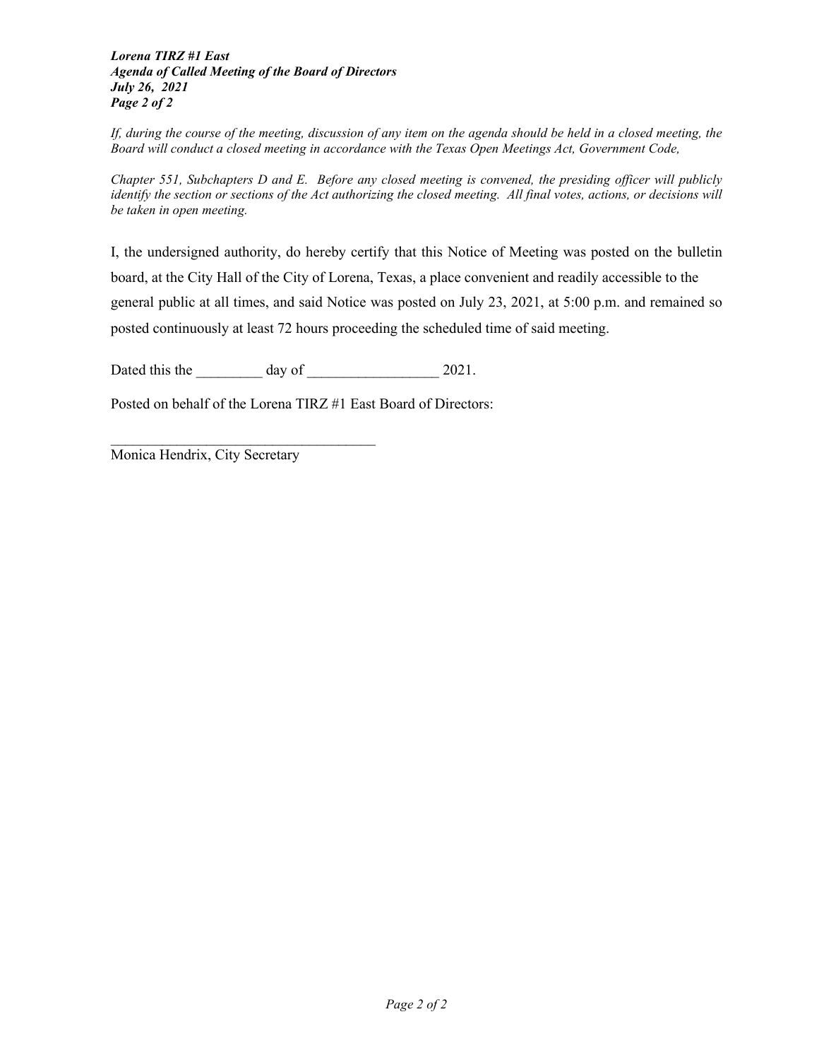*If, during the course of the meeting, discussion of any item on the agenda should be held in a closed meeting, the Board will conduct a closed meeting in accordance with the Texas Open Meetings Act, Government Code,*

*Chapter 551, Subchapters D and E. Before any closed meeting is convened, the presiding officer will publicly identify the section or sections of the Act authorizing the closed meeting. All final votes, actions, or decisions will be taken in open meeting.*

I, the undersigned authority, do hereby certify that this Notice of Meeting was posted on the bulletin board, at the City Hall of the City of Lorena, Texas, a place convenient and readily accessible to the general public at all times, and said Notice was posted on July 23, 2021, at 5:00 p.m. and remained so posted continuously at least 72 hours proceeding the scheduled time of said meeting.

Dated this the _________ day of __________________ 2021.

Posted on behalf of the Lorena TIRZ #1 East Board of Directors:

______________________________________
Monica Hendrix, City Secretary